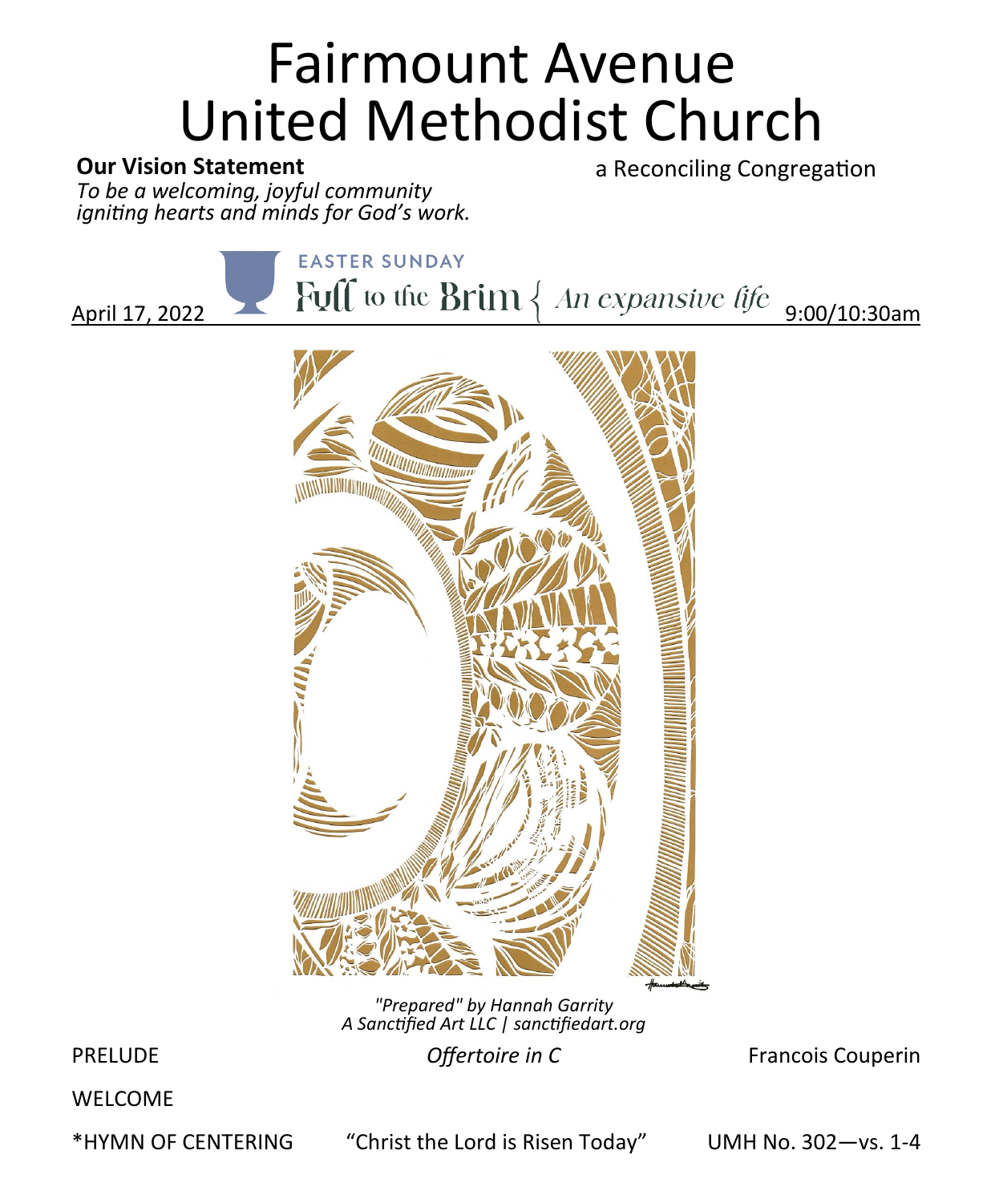# Fairmount Avenue United Methodist Church

**Our Vision Statement**
*To be a welcoming, joyful community igniting hearts and minds for God's work.*

a Reconciling Congregation

EASTER SUNDAY
Full to the Brim { An expansive life

April 17, 2022 9:00/10:30am

*"Prepared" by Hannah Garrity*
*A Sanctified Art LLC | sanctifiedart.org*

PRELUDE *Offertoire in C* Francois Couperin

WELCOME

*HYMN OF CENTERING "Christ the Lord is Risen Today" UMH No. 302—vs. 1-4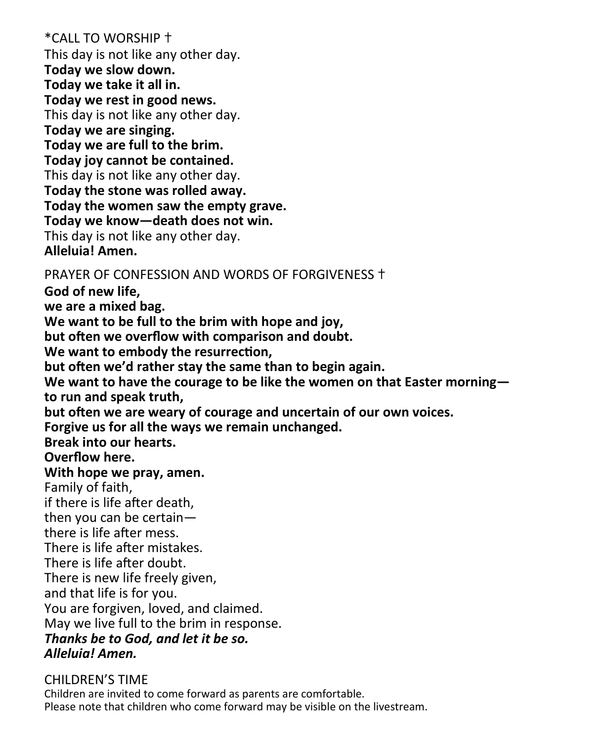\*CALL TO WORSHIP †

This day is not like any other day.
**Today we slow down.**
**Today we take it all in.**
**Today we rest in good news.**
This day is not like any other day.
**Today we are singing.**
**Today we are full to the brim.**
**Today joy cannot be contained.**
This day is not like any other day.
**Today the stone was rolled away.**
**Today the women saw the empty grave.**
**Today we know—death does not win.**
This day is not like any other day.
**Alleluia! Amen.**

PRAYER OF CONFESSION AND WORDS OF FORGIVENESS †

**God of new life,**
**we are a mixed bag.**
**We want to be full to the brim with hope and joy,**
**but often we overflow with comparison and doubt.**
**We want to embody the resurrection,**
**but often we'd rather stay the same than to begin again.**
**We want to have the courage to be like the women on that Easter morning—**
**to run and speak truth,**
**but often we are weary of courage and uncertain of our own voices.**
**Forgive us for all the ways we remain unchanged.**
**Break into our hearts.**
**Overflow here.**
**With hope we pray, amen.**
Family of faith,
if there is life after death,
then you can be certain—
there is life after mess.
There is life after mistakes.
There is life after doubt.
There is new life freely given,
and that life is for you.
You are forgiven, loved, and claimed.
May we live full to the brim in response.
***Thanks be to God, and let it be so.***
***Alleluia! Amen.***

CHILDREN'S TIME

Children are invited to come forward as parents are comfortable.
Please note that children who come forward may be visible on the livestream.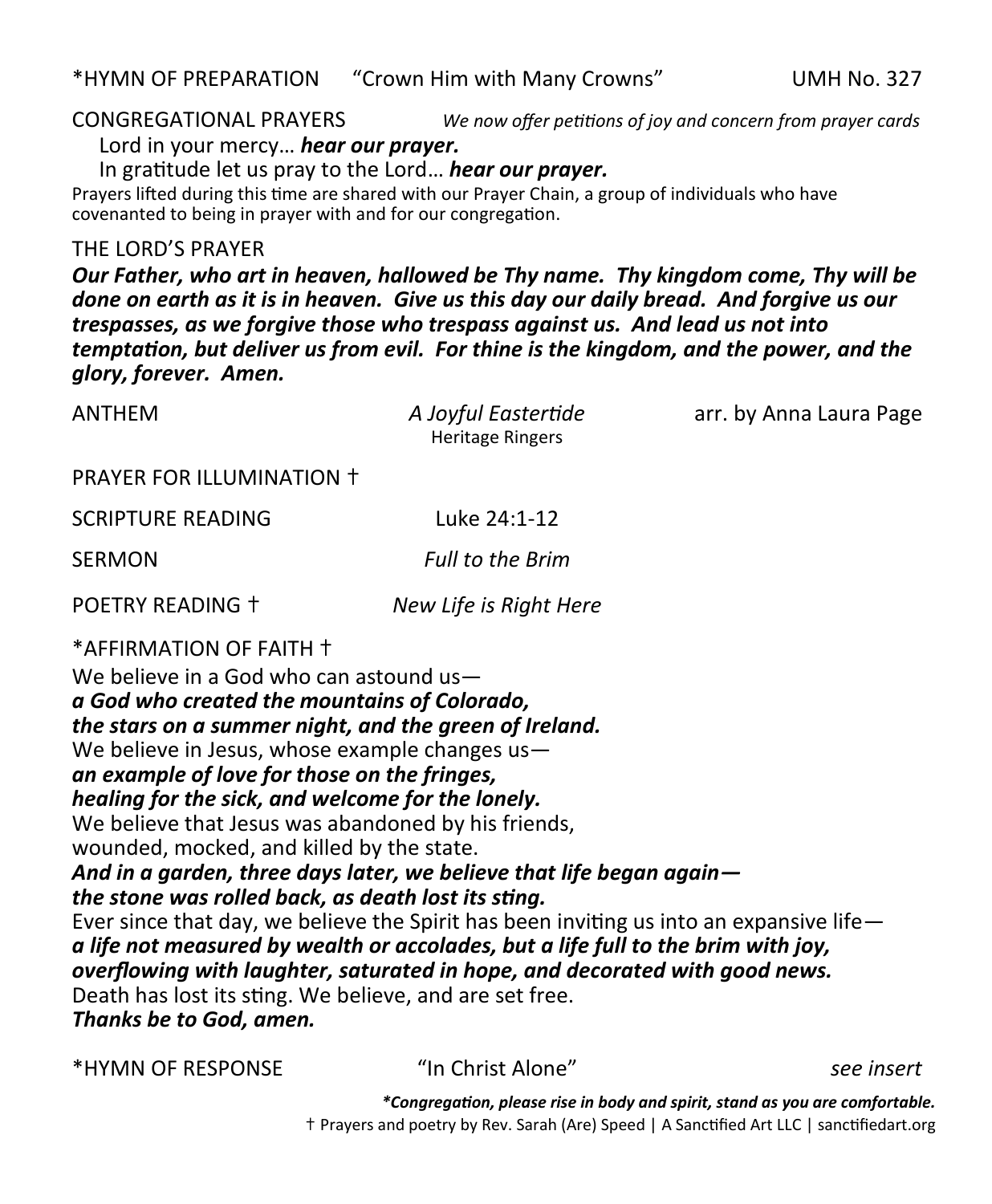\*HYMN OF PREPARATION "Crown Him with Many Crowns" UMH No. 327

CONGREGATIONAL PRAYERS *We now offer petitions of joy and concern from prayer cards*

Lord in your mercy… ***hear our prayer.***

In gratitude let us pray to the Lord… ***hear our prayer.***

Prayers lifted during this time are shared with our Prayer Chain, a group of individuals who have covenanted to being in prayer with and for our congregation.

THE LORD'S PRAYER

***Our Father, who art in heaven, hallowed be Thy name. Thy kingdom come, Thy will be done on earth as it is in heaven. Give us this day our daily bread. And forgive us our trespasses, as we forgive those who trespass against us. And lead us not into temptation, but deliver us from evil. For thine is the kingdom, and the power, and the glory, forever. Amen.***

ANTHEM *A Joyful Eastertide* arr. by Anna Laura Page
Heritage Ringers

PRAYER FOR ILLUMINATION †

SCRIPTURE READING Luke 24:1-12

SERMON *Full to the Brim*

POETRY READING † *New Life is Right Here*

\*AFFIRMATION OF FAITH †

We believe in a God who can astound us—
***a God who created the mountains of Colorado,***
***the stars on a summer night, and the green of Ireland.***
We believe in Jesus, whose example changes us—
***an example of love for those on the fringes,***
***healing for the sick, and welcome for the lonely.***
We believe that Jesus was abandoned by his friends,
wounded, mocked, and killed by the state.
***And in a garden, three days later, we believe that life began again—***
***the stone was rolled back, as death lost its sting.***
Ever since that day, we believe the Spirit has been inviting us into an expansive life—
***a life not measured by wealth or accolades, but a life full to the brim with joy,***
***overflowing with laughter, saturated in hope, and decorated with good news.***
Death has lost its sting. We believe, and are set free.
***Thanks be to God, amen.***

\*HYMN OF RESPONSE "In Christ Alone" *see insert*

***\*Congregation, please rise in body and spirit, stand as you are comfortable.***

† Prayers and poetry by Rev. Sarah (Are) Speed | A Sanctified Art LLC | sanctifiedart.org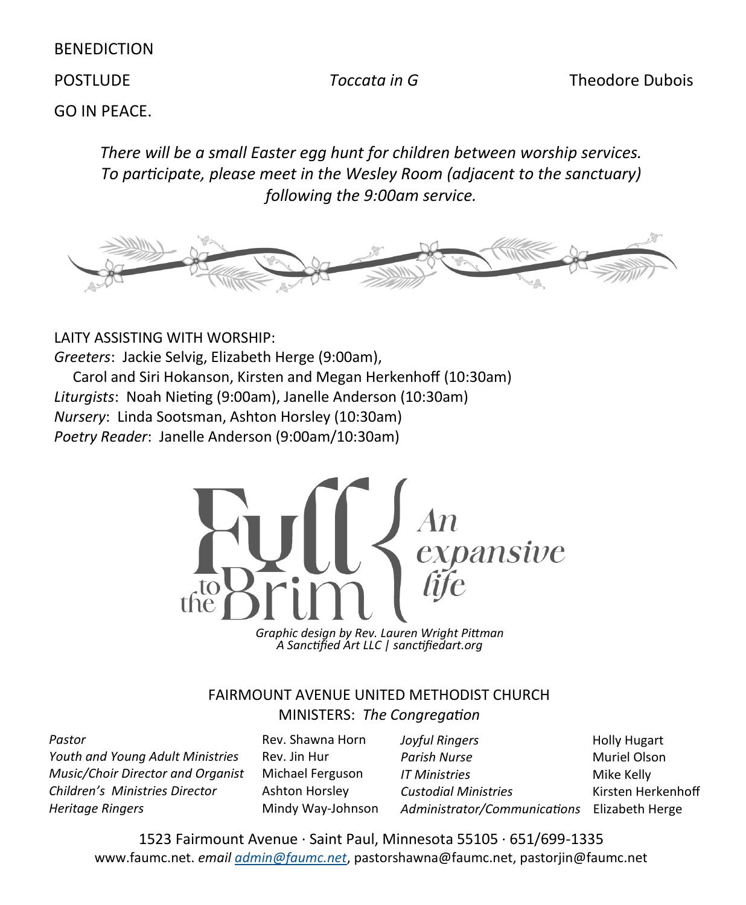BENEDICTION

POSTLUDE *Toccata in G* Theodore Dubois

GO IN PEACE.

*There will be a small Easter egg hunt for children between worship services. To participate, please meet in the Wesley Room (adjacent to the sanctuary) following the 9:00am service.*

LAITY ASSISTING WITH WORSHIP:
*Greeters*: Jackie Selvig, Elizabeth Herge (9:00am),
Carol and Siri Hokanson, Kirsten and Megan Herkenhoff (10:30am)
*Liturgists*: Noah Nieting (9:00am), Janelle Anderson (10:30am)
*Nursery*: Linda Sootsman, Ashton Horsley (10:30am)
*Poetry Reader*: Janelle Anderson (9:00am/10:30am)

Full to the Brim { An expansive life

*Graphic design by Rev. Lauren Wright Pittman*
*A Sanctified Art LLC | sanctifiedart.org*

FAIRMOUNT AVENUE UNITED METHODIST CHURCH
MINISTERS: *The Congregation*

| | | | |
|---|---|---|---|
| *Pastor* | Rev. Shawna Horn | *Joyful Ringers* | Holly Hugart |
| *Youth and Young Adult Ministries* | Rev. Jin Hur | *Parish Nurse* | Muriel Olson |
| *Music/Choir Director and Organist* | Michael Ferguson | *IT Ministries* | Mike Kelly |
| *Children's Ministries Director* | Ashton Horsley | *Custodial Ministries* | Kirsten Herkenhoff |
| *Heritage Ringers* | Mindy Way-Johnson | *Administrator/Communications* | Elizabeth Herge |

1523 Fairmount Avenue · Saint Paul, Minnesota 55105 · 651/699-1335
www.faumc.net. *email* admin@faumc.net, pastorshawna@faumc.net, pastorjin@faumc.net